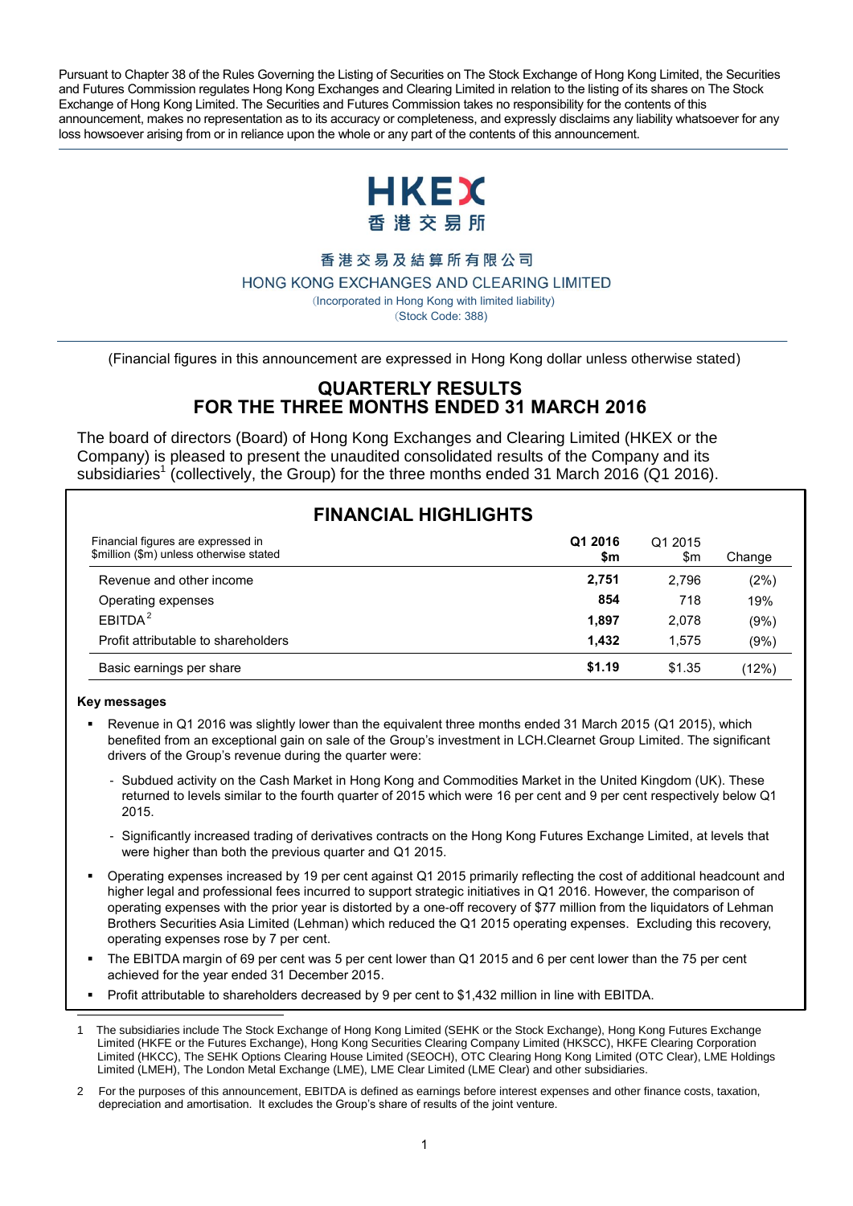Pursuant to Chapter 38 of the Rules Governing the Listing of Securities on The Stock Exchange of Hong Kong Limited, the Securities and Futures Commission regulates Hong Kong Exchanges and Clearing Limited in relation to the listing of its shares on The Stock Exchange of Hong Kong Limited. The Securities and Futures Commission takes no responsibility for the contents of this announcement, makes no representation as to its accuracy or completeness, and expressly disclaims any liability whatsoever for any loss howsoever arising from or in reliance upon the whole or any part of the contents of this announcement.

HKEX
香港交易所

香港交易及結算所有限公司

HONG KONG EXCHANGES AND CLEARING LIMITED

(Incorporated in Hong Kong with limited liability)

(Stock Code: 388)

(Financial figures in this announcement are expressed in Hong Kong dollar unless otherwise stated)

# QUARTERLY RESULTS FOR THE THREE MONTHS ENDED 31 MARCH 2016

The board of directors (Board) of Hong Kong Exchanges and Clearing Limited (HKEX or the Company) is pleased to present the unaudited consolidated results of the Company and its subsidiaries[1] (collectively, the Group) for the three months ended 31 March 2016 (Q1 2016).

## FINANCIAL HIGHLIGHTS

| Financial figures are expressed in $million ($m) unless otherwise stated | **Q1 2016 $m** | Q1 2015 $m | Change |
|---|---|---|---|
| Revenue and other income | **2,751** | 2,796 | (2%) |
| Operating expenses | **854** | 718 | 19% |
| EBITDA[2] | **1,897** | 2,078 | (9%) |
| Profit attributable to shareholders | **1,432** | 1,575 | (9%) |
| Basic earnings per share | **$1.19** | $1.35 | (12%) |

**Key messages**

- Revenue in Q1 2016 was slightly lower than the equivalent three months ended 31 March 2015 (Q1 2015), which benefited from an exceptional gain on sale of the Group's investment in LCH.Clearnet Group Limited. The significant drivers of the Group's revenue during the quarter were:
  - Subdued activity on the Cash Market in Hong Kong and Commodities Market in the United Kingdom (UK). These returned to levels similar to the fourth quarter of 2015 which were 16 per cent and 9 per cent respectively below Q1 2015.
  - Significantly increased trading of derivatives contracts on the Hong Kong Futures Exchange Limited, at levels that were higher than both the previous quarter and Q1 2015.
- Operating expenses increased by 19 per cent against Q1 2015 primarily reflecting the cost of additional headcount and higher legal and professional fees incurred to support strategic initiatives in Q1 2016. However, the comparison of operating expenses with the prior year is distorted by a one-off recovery of $77 million from the liquidators of Lehman Brothers Securities Asia Limited (Lehman) which reduced the Q1 2015 operating expenses. Excluding this recovery, operating expenses rose by 7 per cent.
- The EBITDA margin of 69 per cent was 5 per cent lower than Q1 2015 and 6 per cent lower than the 75 per cent achieved for the year ended 31 December 2015.
- Profit attributable to shareholders decreased by 9 per cent to $1,432 million in line with EBITDA.

---

1 The subsidiaries include The Stock Exchange of Hong Kong Limited (SEHK or the Stock Exchange), Hong Kong Futures Exchange Limited (HKFE or the Futures Exchange), Hong Kong Securities Clearing Company Limited (HKSCC), HKFE Clearing Corporation Limited (HKCC), The SEHK Options Clearing House Limited (SEOCH), OTC Clearing Hong Kong Limited (OTC Clear), LME Holdings Limited (LMEH), The London Metal Exchange (LME), LME Clear Limited (LME Clear) and other subsidiaries.

2 For the purposes of this announcement, EBITDA is defined as earnings before interest expenses and other finance costs, taxation, depreciation and amortisation. It excludes the Group's share of results of the joint venture.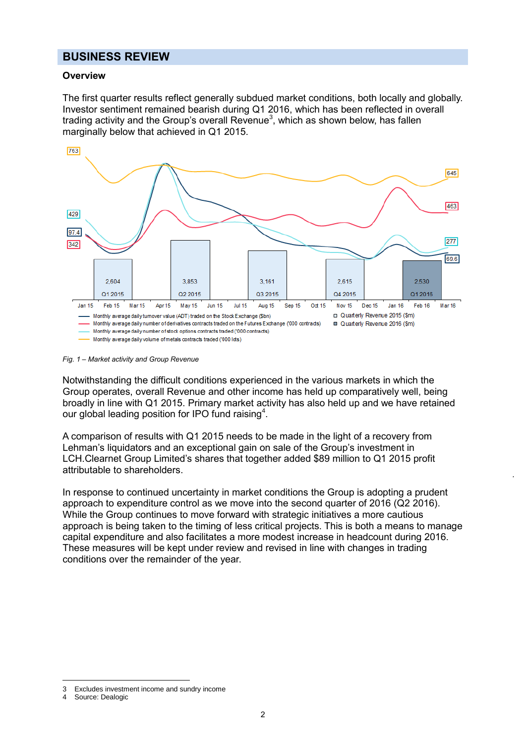## BUSINESS REVIEW

### Overview

The first quarter results reflect generally subdued market conditions, both locally and globally. Investor sentiment remained bearish during Q1 2016, which has been reflected in overall trading activity and the Group's overall Revenue[3], which as shown below, has fallen marginally below that achieved in Q1 2015.

*Fig. 1 – Market activity and Group Revenue*

Notwithstanding the difficult conditions experienced in the various markets in which the Group operates, overall Revenue and other income has held up comparatively well, being broadly in line with Q1 2015. Primary market activity has also held up and we have retained our global leading position for IPO fund raising[4].

A comparison of results with Q1 2015 needs to be made in the light of a recovery from Lehman's liquidators and an exceptional gain on sale of the Group's investment in LCH.Clearnet Group Limited's shares that together added $89 million to Q1 2015 profit attributable to shareholders.

In response to continued uncertainty in market conditions the Group is adopting a prudent approach to expenditure control as we move into the second quarter of 2016 (Q2 2016). While the Group continues to move forward with strategic initiatives a more cautious approach is being taken to the timing of less critical projects. This is both a means to manage capital expenditure and also facilitates a more modest increase in headcount during 2016. These measures will be kept under review and revised in line with changes in trading conditions over the remainder of the year.

---

3 Excludes investment income and sundry income
4 Source: Dealogic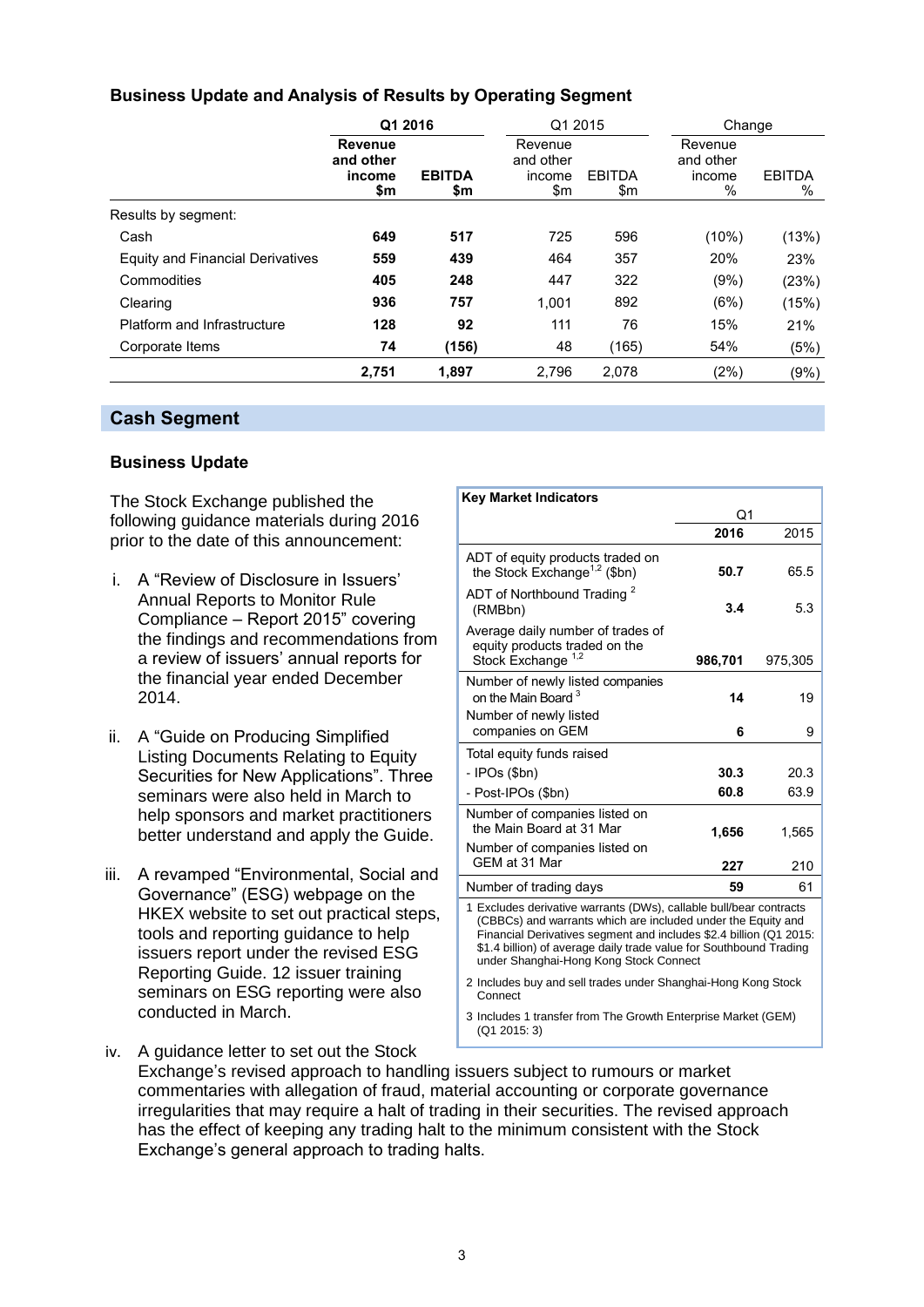### Business Update and Analysis of Results by Operating Segment

| | Q1 2016 | | Q1 2015 | | Change | |
|---|---|---|---|---|---|---|
| | **Revenue and other income $m** | **EBITDA $m** | Revenue and other income $m | EBITDA $m | Revenue and other income % | EBITDA % |
| Results by segment: | | | | | | |
| Cash | **649** | **517** | 725 | 596 | (10%) | (13%) |
| Equity and Financial Derivatives | **559** | **439** | 464 | 357 | 20% | 23% |
| Commodities | **405** | **248** | 447 | 322 | (9%) | (23%) |
| Clearing | **936** | **757** | 1,001 | 892 | (6%) | (15%) |
| Platform and Infrastructure | **128** | **92** | 111 | 76 | 15% | 21% |
| Corporate Items | **74** | **(156)** | 48 | (165) | 54% | (5%) |
| | **2,751** | **1,897** | 2,796 | 2,078 | (2%) | (9%) |

## Cash Segment

### Business Update

The Stock Exchange published the following guidance materials during 2016 prior to the date of this announcement:

i. A "Review of Disclosure in Issuers' Annual Reports to Monitor Rule Compliance – Report 2015" covering the findings and recommendations from a review of issuers' annual reports for the financial year ended December 2014.

ii. A "Guide on Producing Simplified Listing Documents Relating to Equity Securities for New Applications". Three seminars were also held in March to help sponsors and market practitioners better understand and apply the Guide.

iii. A revamped "Environmental, Social and Governance" (ESG) webpage on the HKEX website to set out practical steps, tools and reporting guidance to help issuers report under the revised ESG Reporting Guide. 12 issuer training seminars on ESG reporting were also conducted in March.

iv. A guidance letter to set out the Stock Exchange's revised approach to handling issuers subject to rumours or market commentaries with allegation of fraud, material accounting or corporate governance irregularities that may require a halt of trading in their securities. The revised approach has the effect of keeping any trading halt to the minimum consistent with the Stock Exchange's general approach to trading halts.

**Key Market Indicators**

| | Q1 2016 | Q1 2015 |
|---|---|---|
| ADT of equity products traded on the Stock Exchange[1,2] ($bn) | **50.7** | 65.5 |
| ADT of Northbound Trading[2] (RMBbn) | **3.4** | 5.3 |
| Average daily number of trades of equity products traded on the Stock Exchange[1,2] | **986,701** | 975,305 |
| Number of newly listed companies on the Main Board[3] | **14** | 19 |
| Number of newly listed companies on GEM | **6** | 9 |
| Total equity funds raised | | |
| - IPOs ($bn) | **30.3** | 20.3 |
| - Post-IPOs ($bn) | **60.8** | 63.9 |
| Number of companies listed on the Main Board at 31 Mar | **1,656** | 1,565 |
| Number of companies listed on GEM at 31 Mar | **227** | 210 |
| Number of trading days | **59** | 61 |

1 Excludes derivative warrants (DWs), callable bull/bear contracts (CBBCs) and warrants which are included under the Equity and Financial Derivatives segment and includes $2.4 billion (Q1 2015: $1.4 billion) of average daily trade value for Southbound Trading under Shanghai-Hong Kong Stock Connect

2 Includes buy and sell trades under Shanghai-Hong Kong Stock Connect

3 Includes 1 transfer from The Growth Enterprise Market (GEM) (Q1 2015: 3)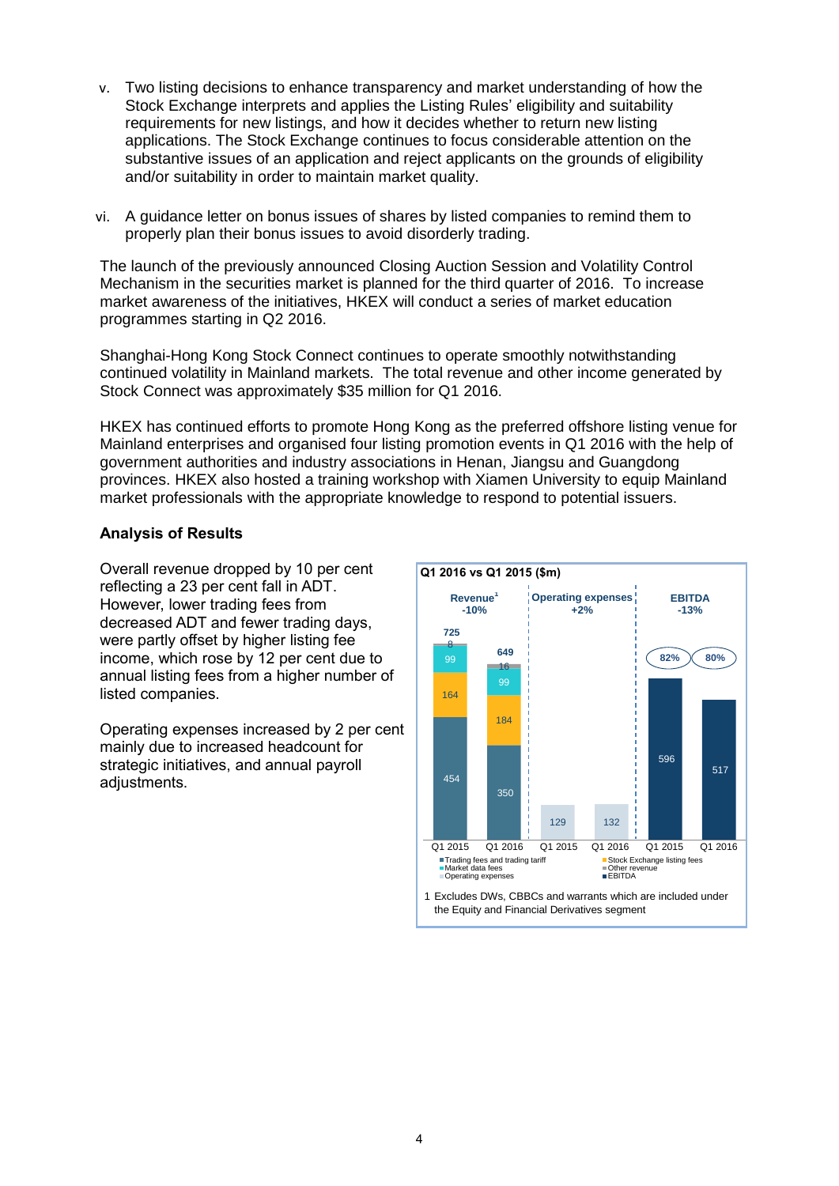v. Two listing decisions to enhance transparency and market understanding of how the Stock Exchange interprets and applies the Listing Rules' eligibility and suitability requirements for new listings, and how it decides whether to return new listing applications. The Stock Exchange continues to focus considerable attention on the substantive issues of an application and reject applicants on the grounds of eligibility and/or suitability in order to maintain market quality.

vi. A guidance letter on bonus issues of shares by listed companies to remind them to properly plan their bonus issues to avoid disorderly trading.

The launch of the previously announced Closing Auction Session and Volatility Control Mechanism in the securities market is planned for the third quarter of 2016. To increase market awareness of the initiatives, HKEX will conduct a series of market education programmes starting in Q2 2016.

Shanghai-Hong Kong Stock Connect continues to operate smoothly notwithstanding continued volatility in Mainland markets. The total revenue and other income generated by Stock Connect was approximately $35 million for Q1 2016.

HKEX has continued efforts to promote Hong Kong as the preferred offshore listing venue for Mainland enterprises and organised four listing promotion events in Q1 2016 with the help of government authorities and industry associations in Henan, Jiangsu and Guangdong provinces. HKEX also hosted a training workshop with Xiamen University to equip Mainland market professionals with the appropriate knowledge to respond to potential issuers.

**Analysis of Results**

Overall revenue dropped by 10 per cent reflecting a 23 per cent fall in ADT. However, lower trading fees from decreased ADT and fewer trading days, were partly offset by higher listing fee income, which rose by 12 per cent due to annual listing fees from a higher number of listed companies.

Operating expenses increased by 2 per cent mainly due to increased headcount for strategic initiatives, and annual payroll adjustments.

**Q1 2016 vs Q1 2015 ($m)**

| | Revenue[1] -10% | | Operating expenses +2% | | EBITDA -13% | |
|---|---|---|---|---|---|---|
| | Q1 2015 | Q1 2016 | Q1 2015 | Q1 2016 | Q1 2015 | Q1 2016 |
| Trading fees and trading tariff | 454 | 350 | | | | |
| Stock Exchange listing fees | 164 | 184 | | | | |
| Market data fees | 99 | 99 | | | | |
| Other revenue | 8 | 16 | | | | |
| Total | 725 | 649 | | | | |
| Operating expenses | | | 129 | 132 | | |
| EBITDA | | | | | 596 (82%) | 517 (80%) |

1 Excludes DWs, CBBCs and warrants which are included under the Equity and Financial Derivatives segment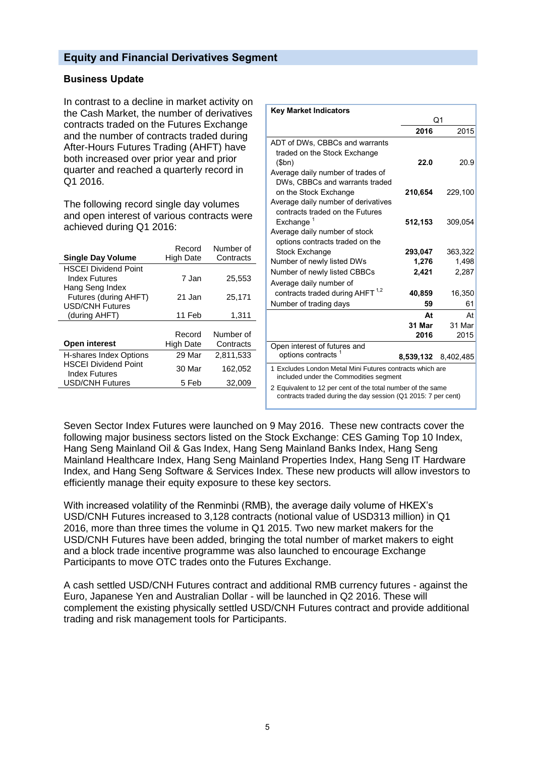## Equity and Financial Derivatives Segment

### Business Update

In contrast to a decline in market activity on the Cash Market, the number of derivatives contracts traded on the Futures Exchange and the number of contracts traded during After-Hours Futures Trading (AHFT) have both increased over prior year and prior quarter and reached a quarterly record in Q1 2016.

The following record single day volumes and open interest of various contracts were achieved during Q1 2016:

| Single Day Volume | Record High Date | Number of Contracts |
|---|---|---|
| HSCEI Dividend Point Index Futures | 7 Jan | 25,553 |
| Hang Seng Index Futures (during AHFT) | 21 Jan | 25,171 |
| USD/CNH Futures (during AHFT) | 11 Feb | 1,311 |

| Open interest | Record High Date | Number of Contracts |
|---|---|---|
| H-shares Index Options | 29 Mar | 2,811,533 |
| HSCEI Dividend Point Index Futures | 30 Mar | 162,052 |
| USD/CNH Futures | 5 Feb | 32,009 |

**Key Market Indicators**

| | Q1 2016 | Q1 2015 |
|---|---|---|
| ADT of DWs, CBBCs and warrants traded on the Stock Exchange ($bn) | **22.0** | 20.9 |
| Average daily number of trades of DWs, CBBCs and warrants traded on the Stock Exchange | **210,654** | 229,100 |
| Average daily number of derivatives contracts traded on the Futures Exchange [1] | **512,153** | 309,054 |
| Average daily number of stock options contracts traded on the Stock Exchange | **293,047** | 363,322 |
| Number of newly listed DWs | **1,276** | 1,498 |
| Number of newly listed CBBCs | **2,421** | 2,287 |
| Average daily number of contracts traded during AHFT [1,2] | **40,859** | 16,350 |
| Number of trading days | **59** | 61 |
| | **At 31 Mar 2016** | At 31 Mar 2015 |
| Open interest of futures and options contracts [1] | **8,539,132** | 8,402,485 |

1 Excludes London Metal Mini Futures contracts which are included under the Commodities segment

2 Equivalent to 12 per cent of the total number of the same contracts traded during the day session (Q1 2015: 7 per cent)

Seven Sector Index Futures were launched on 9 May 2016. These new contracts cover the following major business sectors listed on the Stock Exchange: CES Gaming Top 10 Index, Hang Seng Mainland Oil & Gas Index, Hang Seng Mainland Banks Index, Hang Seng Mainland Healthcare Index, Hang Seng Mainland Properties Index, Hang Seng IT Hardware Index, and Hang Seng Software & Services Index. These new products will allow investors to efficiently manage their equity exposure to these key sectors.

With increased volatility of the Renminbi (RMB), the average daily volume of HKEX's USD/CNH Futures increased to 3,128 contracts (notional value of USD313 million) in Q1 2016, more than three times the volume in Q1 2015. Two new market makers for the USD/CNH Futures have been added, bringing the total number of market makers to eight and a block trade incentive programme was also launched to encourage Exchange Participants to move OTC trades onto the Futures Exchange.

A cash settled USD/CNH Futures contract and additional RMB currency futures - against the Euro, Japanese Yen and Australian Dollar - will be launched in Q2 2016. These will complement the existing physically settled USD/CNH Futures contract and provide additional trading and risk management tools for Participants.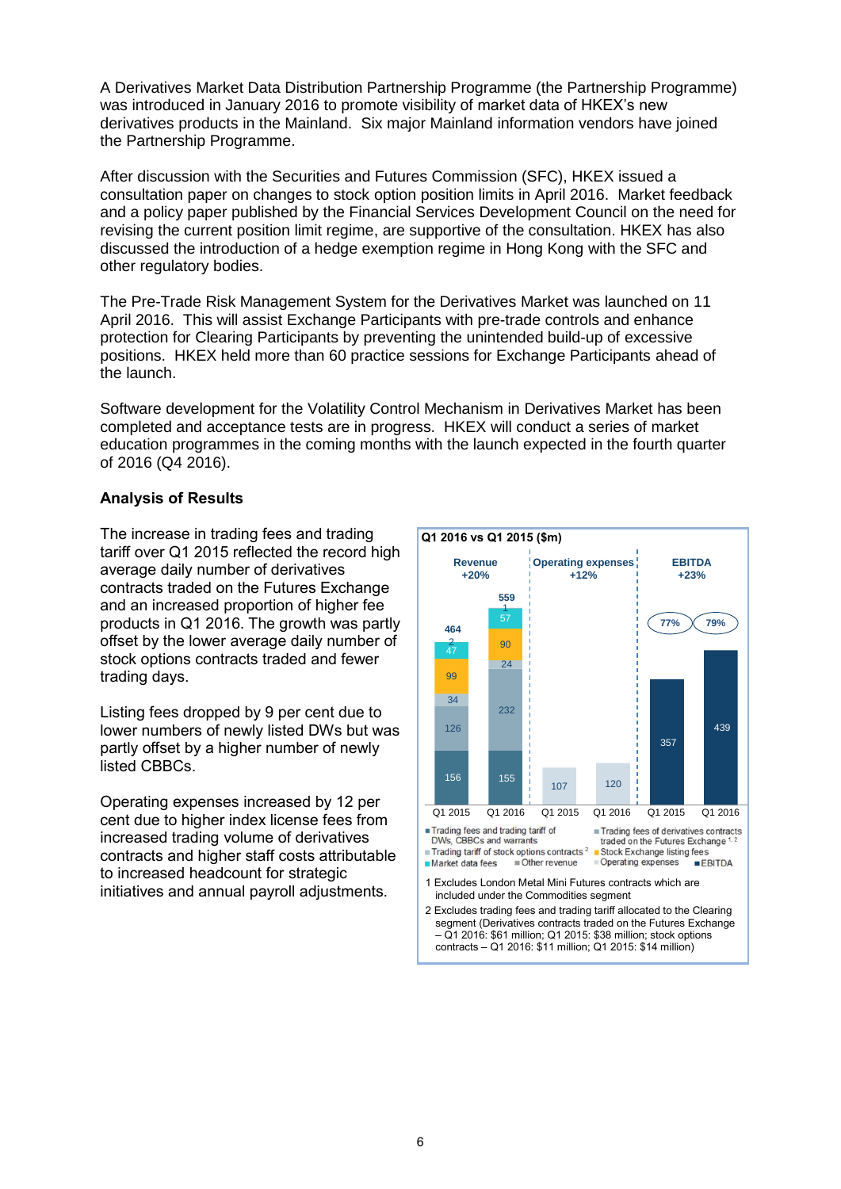A Derivatives Market Data Distribution Partnership Programme (the Partnership Programme) was introduced in January 2016 to promote visibility of market data of HKEX's new derivatives products in the Mainland. Six major Mainland information vendors have joined the Partnership Programme.

After discussion with the Securities and Futures Commission (SFC), HKEX issued a consultation paper on changes to stock option position limits in April 2016. Market feedback and a policy paper published by the Financial Services Development Council on the need for revising the current position limit regime, are supportive of the consultation. HKEX has also discussed the introduction of a hedge exemption regime in Hong Kong with the SFC and other regulatory bodies.

The Pre-Trade Risk Management System for the Derivatives Market was launched on 11 April 2016. This will assist Exchange Participants with pre-trade controls and enhance protection for Clearing Participants by preventing the unintended build-up of excessive positions. HKEX held more than 60 practice sessions for Exchange Participants ahead of the launch.

Software development for the Volatility Control Mechanism in Derivatives Market has been completed and acceptance tests are in progress. HKEX will conduct a series of market education programmes in the coming months with the launch expected in the fourth quarter of 2016 (Q4 2016).

### Analysis of Results

The increase in trading fees and trading tariff over Q1 2015 reflected the record high average daily number of derivatives contracts traded on the Futures Exchange and an increased proportion of higher fee products in Q1 2016. The growth was partly offset by the lower average daily number of stock options contracts traded and fewer trading days.

Listing fees dropped by 9 per cent due to lower numbers of newly listed DWs but was partly offset by a higher number of newly listed CBBCs.

Operating expenses increased by 12 per cent due to higher index license fees from increased trading volume of derivatives contracts and higher staff costs attributable to increased headcount for strategic initiatives and annual payroll adjustments.

**Q1 2016 vs Q1 2015 ($m)**

| | Revenue +20% | | Operating expenses +12% | | EBITDA +23% | |
|---|---|---|---|---|---|---|
| | Q1 2015 | Q1 2016 | Q1 2015 | Q1 2016 | Q1 2015 | Q1 2016 |
| Trading fees and trading tariff of DWs, CBBCs and warrants | 156 | 155 | | | | |
| Trading fees of derivatives contracts traded on the Futures Exchange [1, 2] | 126 | 232 | | | | |
| Trading tariff of stock options contracts [2] | 34 | 24 | | | | |
| Stock Exchange listing fees | 99 | 90 | | | | |
| Market data fees | 47 | 57 | | | | |
| Other revenue | 2 | 1 | | | | |
| Total | 464 | 559 | | | | |
| Operating expenses | | | 107 | 120 | | |
| EBITDA | | | | | 357 (77%) | 439 (79%) |

1 Excludes London Metal Mini Futures contracts which are included under the Commodities segment

2 Excludes trading fees and trading tariff allocated to the Clearing segment (Derivatives contracts traded on the Futures Exchange – Q1 2016: $61 million; Q1 2015: $38 million; stock options contracts – Q1 2016: $11 million; Q1 2015: $14 million)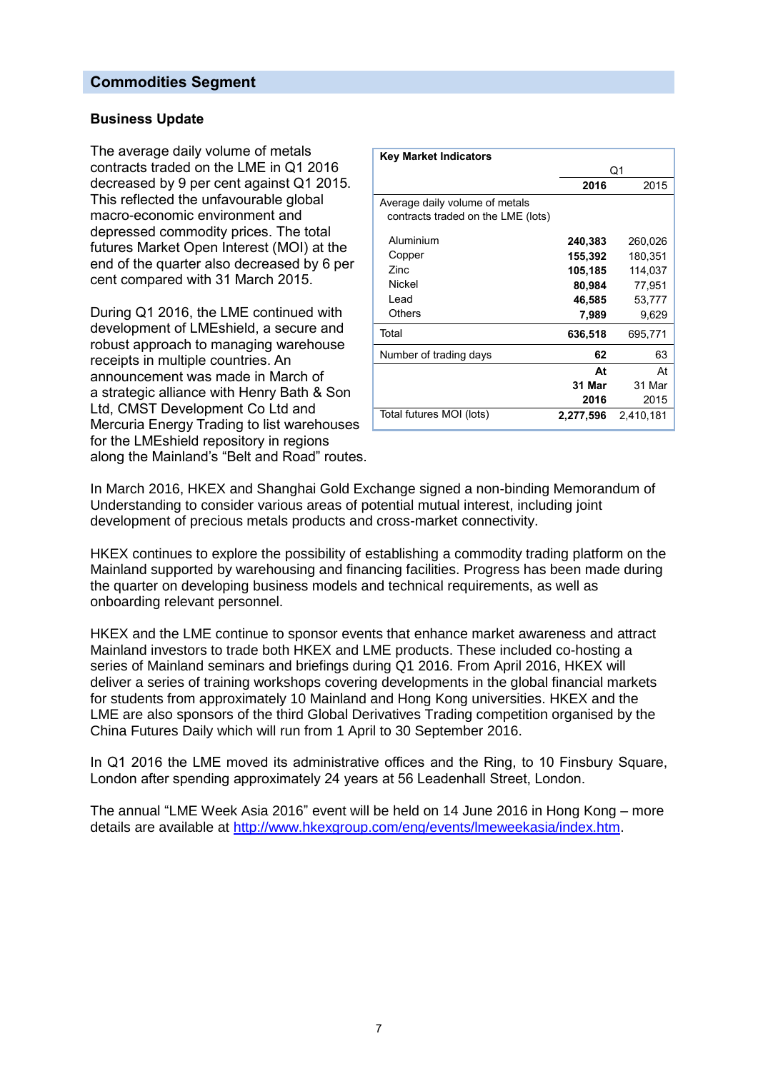## Commodities Segment

### Business Update

The average daily volume of metals contracts traded on the LME in Q1 2016 decreased by 9 per cent against Q1 2015. This reflected the unfavourable global macro-economic environment and depressed commodity prices. The total futures Market Open Interest (MOI) at the end of the quarter also decreased by 6 per cent compared with 31 March 2015.

| Key Market Indicators | Q1 | |
|---|---|---|
| | **2016** | 2015 |
| Average daily volume of metals contracts traded on the LME (lots) | | |
| Aluminium | **240,383** | 260,026 |
| Copper | **155,392** | 180,351 |
| Zinc | **105,185** | 114,037 |
| Nickel | **80,984** | 77,951 |
| Lead | **46,585** | 53,777 |
| Others | **7,989** | 9,629 |
| Total | **636,518** | 695,771 |
| Number of trading days | **62** | 63 |
| | **At 31 Mar 2016** | At 31 Mar 2015 |
| Total futures MOI (lots) | **2,277,596** | 2,410,181 |

During Q1 2016, the LME continued with development of LMEshield, a secure and robust approach to managing warehouse receipts in multiple countries. An announcement was made in March of a strategic alliance with Henry Bath & Son Ltd, CMST Development Co Ltd and Mercuria Energy Trading to list warehouses for the LMEshield repository in regions along the Mainland's "Belt and Road" routes.

In March 2016, HKEX and Shanghai Gold Exchange signed a non-binding Memorandum of Understanding to consider various areas of potential mutual interest, including joint development of precious metals products and cross-market connectivity.

HKEX continues to explore the possibility of establishing a commodity trading platform on the Mainland supported by warehousing and financing facilities. Progress has been made during the quarter on developing business models and technical requirements, as well as onboarding relevant personnel.

HKEX and the LME continue to sponsor events that enhance market awareness and attract Mainland investors to trade both HKEX and LME products. These included co-hosting a series of Mainland seminars and briefings during Q1 2016. From April 2016, HKEX will deliver a series of training workshops covering developments in the global financial markets for students from approximately 10 Mainland and Hong Kong universities. HKEX and the LME are also sponsors of the third Global Derivatives Trading competition organised by the China Futures Daily which will run from 1 April to 30 September 2016.

In Q1 2016 the LME moved its administrative offices and the Ring, to 10 Finsbury Square, London after spending approximately 24 years at 56 Leadenhall Street, London.

The annual "LME Week Asia 2016" event will be held on 14 June 2016 in Hong Kong – more details are available at http://www.hkexgroup.com/eng/events/lmeweekasia/index.htm.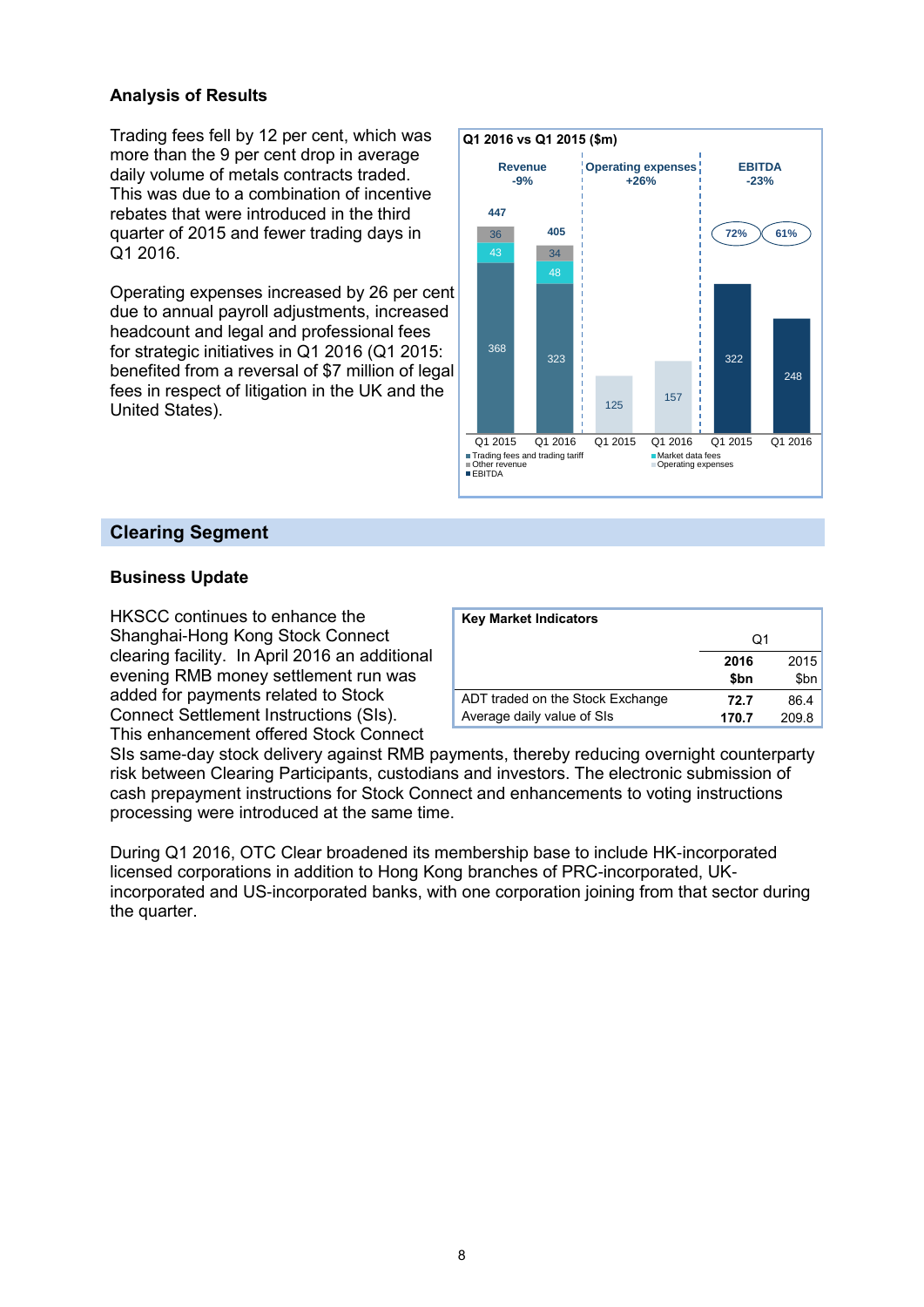### Analysis of Results

Trading fees fell by 12 per cent, which was more than the 9 per cent drop in average daily volume of metals contracts traded. This was due to a combination of incentive rebates that were introduced in the third quarter of 2015 and fewer trading days in Q1 2016.

Operating expenses increased by 26 per cent due to annual payroll adjustments, increased headcount and legal and professional fees for strategic initiatives in Q1 2016 (Q1 2015: benefited from a reversal of $7 million of legal fees in respect of litigation in the UK and the United States).

**Q1 2016 vs Q1 2015 ($m)**

| | Revenue -9% | | Operating expenses +26% | | EBITDA -23% | |
|---|---|---|---|---|---|---|
| | Q1 2015 | Q1 2016 | Q1 2015 | Q1 2016 | Q1 2015 | Q1 2016 |
| Trading fees and trading tariff | 368 | 323 | | | | |
| Market data fees | 43 | 48 | | | | |
| Other revenue | 36 | 34 | | | | |
| Total | 447 | 405 | | | | |
| Operating expenses | | | 125 | 157 | | |
| EBITDA | | | | | 322 | 248 |
| EBITDA margin | | | | | 72% | 61% |

## Clearing Segment

### Business Update

HKSCC continues to enhance the Shanghai-Hong Kong Stock Connect clearing facility. In April 2016 an additional evening RMB money settlement run was added for payments related to Stock Connect Settlement Instructions (SIs). This enhancement offered Stock Connect SIs same-day stock delivery against RMB payments, thereby reducing overnight counterparty risk between Clearing Participants, custodians and investors. The electronic submission of cash prepayment instructions for Stock Connect and enhancements to voting instructions processing were introduced at the same time.

**Key Market Indicators**

| | Q1 | |
|---|---|---|
| | **2016 $bn** | 2015 $bn |
| ADT traded on the Stock Exchange | **72.7** | 86.4 |
| Average daily value of SIs | **170.7** | 209.8 |

During Q1 2016, OTC Clear broadened its membership base to include HK-incorporated licensed corporations in addition to Hong Kong branches of PRC-incorporated, UK-incorporated and US-incorporated banks, with one corporation joining from that sector during the quarter.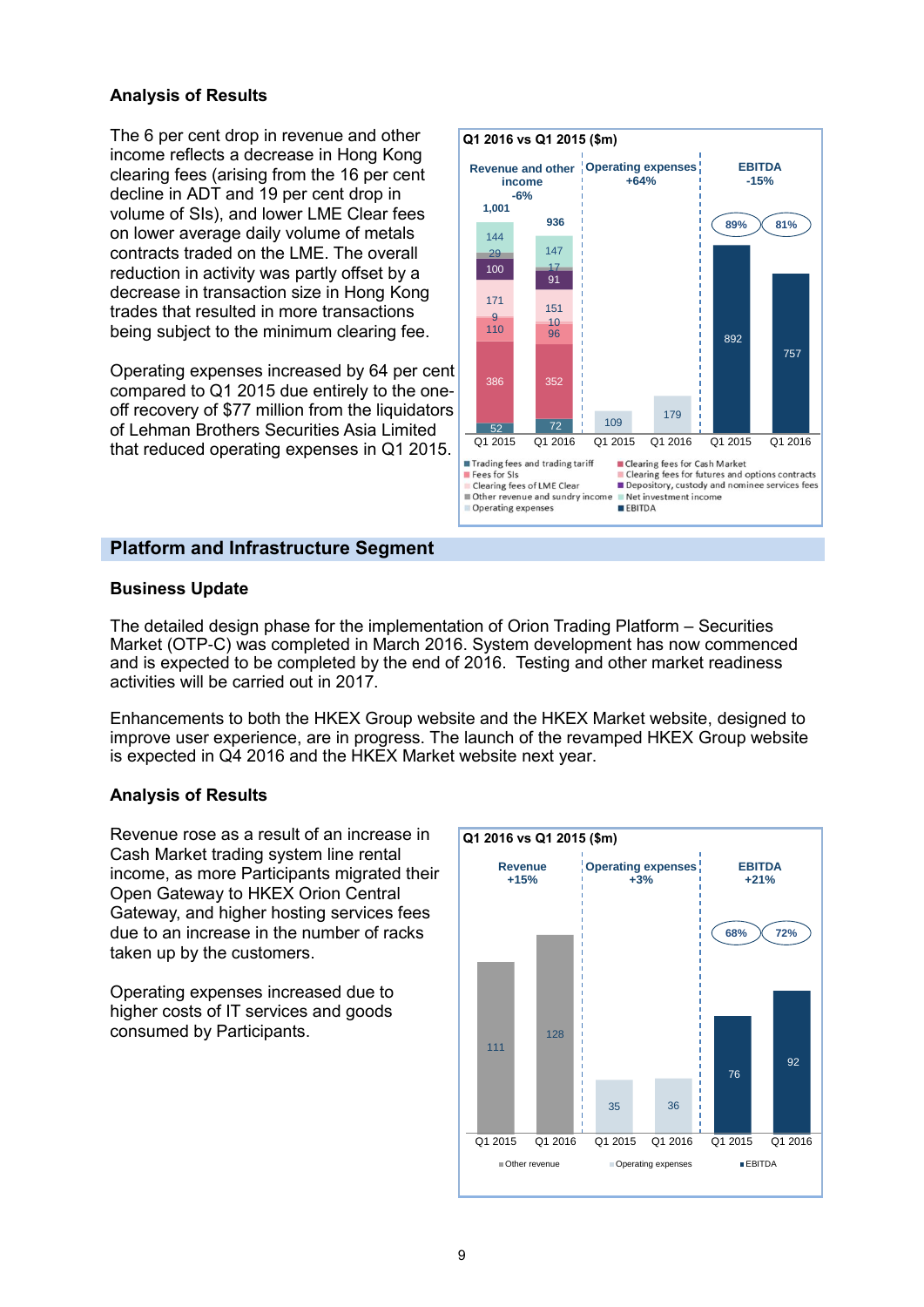### Analysis of Results

The 6 per cent drop in revenue and other income reflects a decrease in Hong Kong clearing fees (arising from the 16 per cent decline in ADT and 19 per cent drop in volume of SIs), and lower LME Clear fees on lower average daily volume of metals contracts traded on the LME. The overall reduction in activity was partly offset by a decrease in transaction size in Hong Kong trades that resulted in more transactions being subject to the minimum clearing fee.

Operating expenses increased by 64 per cent compared to Q1 2015 due entirely to the one-off recovery of $77 million from the liquidators of Lehman Brothers Securities Asia Limited that reduced operating expenses in Q1 2015.

**Q1 2016 vs Q1 2015 ($m)**

| | Q1 2015 | Q1 2016 |
|---|---|---|
| **Revenue and other income (-6%)** | 1,001 | 936 |
| Trading fees and trading tariff | 52 | 72 |
| Clearing fees for Cash Market | 386 | 352 |
| Fees for SIs | 110 | 96 |
| Clearing fees for futures and options contracts | 9 | 10 |
| Clearing fees of LME Clear | 171 | 151 |
| Depository, custody and nominee services fees | 100 | 91 |
| Other revenue and sundry income | 29 | 17 |
| Net investment income | 144 | 147 |
| **Operating expenses (+64%)** | 109 | 179 |
| **EBITDA (-15%)** | 892 (89%) | 757 (81%) |

## Platform and Infrastructure Segment

### Business Update

The detailed design phase for the implementation of Orion Trading Platform – Securities Market (OTP-C) was completed in March 2016. System development has now commenced and is expected to be completed by the end of 2016. Testing and other market readiness activities will be carried out in 2017.

Enhancements to both the HKEX Group website and the HKEX Market website, designed to improve user experience, are in progress. The launch of the revamped HKEX Group website is expected in Q4 2016 and the HKEX Market website next year.

### Analysis of Results

Revenue rose as a result of an increase in Cash Market trading system line rental income, as more Participants migrated their Open Gateway to HKEX Orion Central Gateway, and higher hosting services fees due to an increase in the number of racks taken up by the customers.

Operating expenses increased due to higher costs of IT services and goods consumed by Participants.

**Q1 2016 vs Q1 2015 ($m)**

| | Q1 2015 | Q1 2016 |
|---|---|---|
| **Revenue (+15%)** – Other revenue | 111 | 128 |
| **Operating expenses (+3%)** | 35 | 36 |
| **EBITDA (+21%)** | 76 (68%) | 92 (72%) |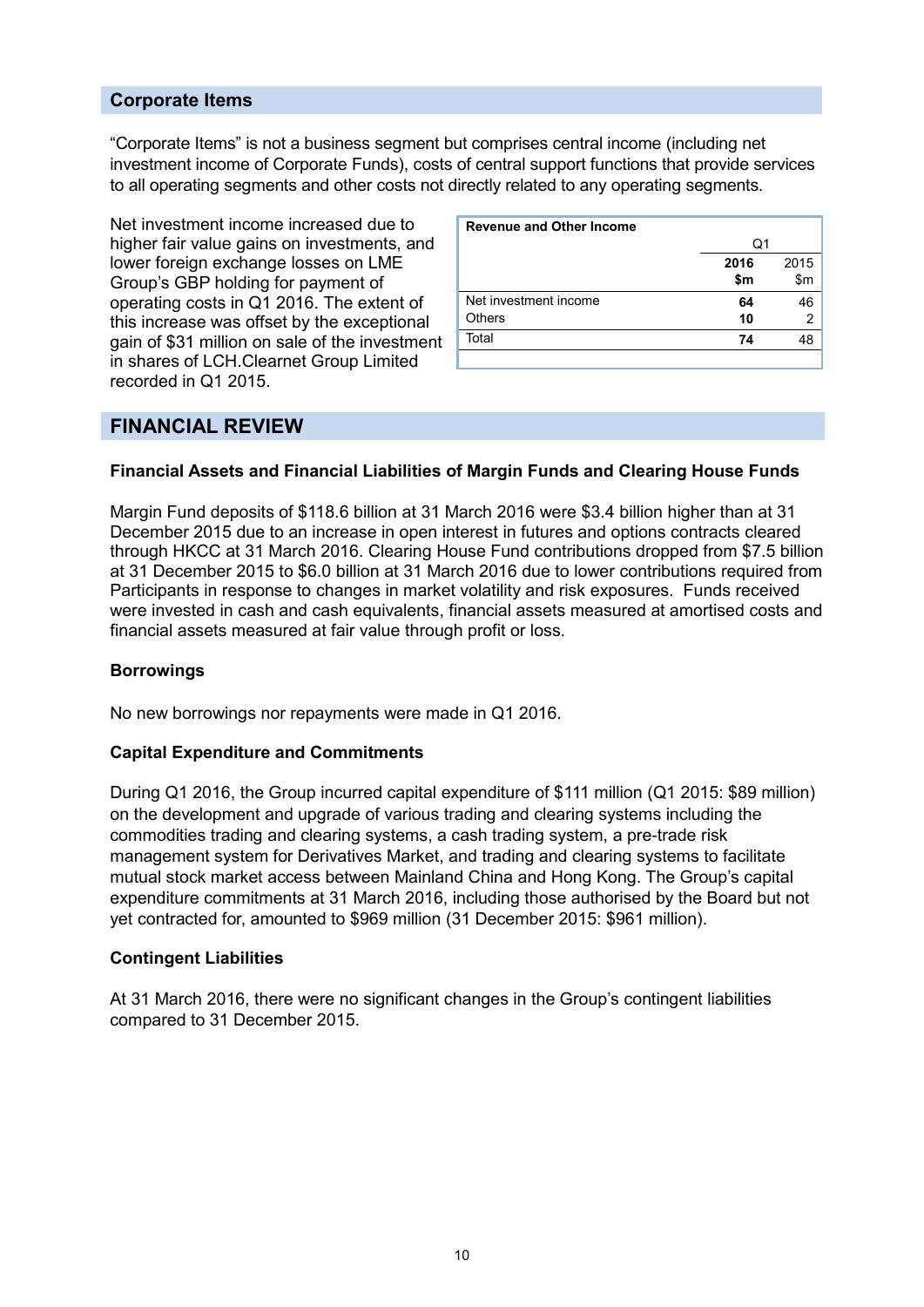## Corporate Items

"Corporate Items" is not a business segment but comprises central income (including net investment income of Corporate Funds), costs of central support functions that provide services to all operating segments and other costs not directly related to any operating segments.

Net investment income increased due to higher fair value gains on investments, and lower foreign exchange losses on LME Group's GBP holding for payment of operating costs in Q1 2016. The extent of this increase was offset by the exceptional gain of $31 million on sale of the investment in shares of LCH.Clearnet Group Limited recorded in Q1 2015.

| Revenue and Other Income | Q1 | |
|---|---|---|
| | **2016 $m** | 2015 $m |
| Net investment income | **64** | 46 |
| Others | **10** | 2 |
| Total | **74** | 48 |

## FINANCIAL REVIEW

### Financial Assets and Financial Liabilities of Margin Funds and Clearing House Funds

Margin Fund deposits of $118.6 billion at 31 March 2016 were $3.4 billion higher than at 31 December 2015 due to an increase in open interest in futures and options contracts cleared through HKCC at 31 March 2016. Clearing House Fund contributions dropped from $7.5 billion at 31 December 2015 to $6.0 billion at 31 March 2016 due to lower contributions required from Participants in response to changes in market volatility and risk exposures. Funds received were invested in cash and cash equivalents, financial assets measured at amortised costs and financial assets measured at fair value through profit or loss.

### Borrowings

No new borrowings nor repayments were made in Q1 2016.

### Capital Expenditure and Commitments

During Q1 2016, the Group incurred capital expenditure of $111 million (Q1 2015: $89 million) on the development and upgrade of various trading and clearing systems including the commodities trading and clearing systems, a cash trading system, a pre-trade risk management system for Derivatives Market, and trading and clearing systems to facilitate mutual stock market access between Mainland China and Hong Kong. The Group's capital expenditure commitments at 31 March 2016, including those authorised by the Board but not yet contracted for, amounted to $969 million (31 December 2015: $961 million).

### Contingent Liabilities

At 31 March 2016, there were no significant changes in the Group's contingent liabilities compared to 31 December 2015.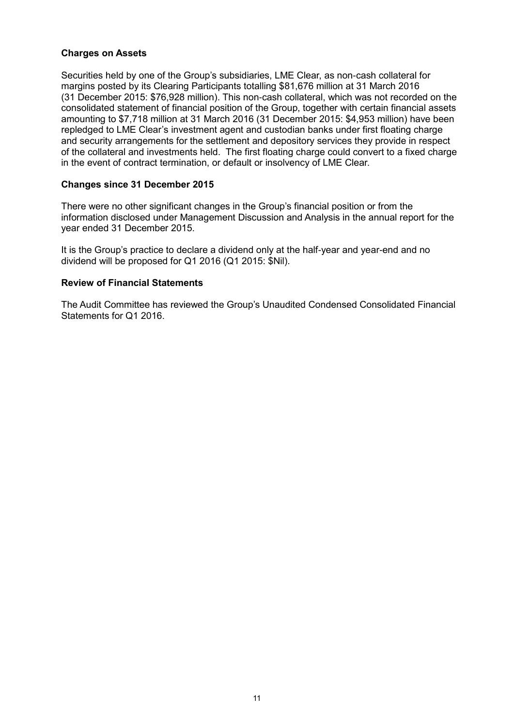**Charges on Assets**

Securities held by one of the Group's subsidiaries, LME Clear, as non-cash collateral for margins posted by its Clearing Participants totalling $81,676 million at 31 March 2016 (31 December 2015: $76,928 million). This non-cash collateral, which was not recorded on the consolidated statement of financial position of the Group, together with certain financial assets amounting to $7,718 million at 31 March 2016 (31 December 2015: $4,953 million) have been repledged to LME Clear's investment agent and custodian banks under first floating charge and security arrangements for the settlement and depository services they provide in respect of the collateral and investments held. The first floating charge could convert to a fixed charge in the event of contract termination, or default or insolvency of LME Clear.

**Changes since 31 December 2015**

There were no other significant changes in the Group's financial position or from the information disclosed under Management Discussion and Analysis in the annual report for the year ended 31 December 2015.

It is the Group's practice to declare a dividend only at the half-year and year-end and no dividend will be proposed for Q1 2016 (Q1 2015: $Nil).

**Review of Financial Statements**

The Audit Committee has reviewed the Group's Unaudited Condensed Consolidated Financial Statements for Q1 2016.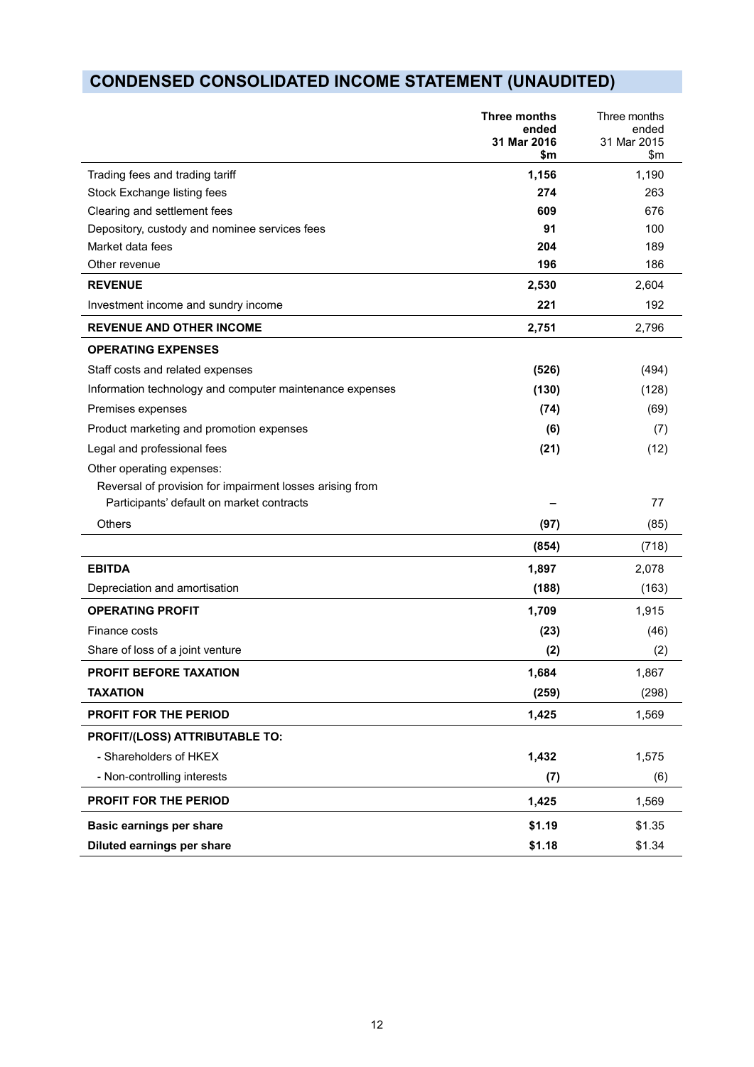# CONDENSED CONSOLIDATED INCOME STATEMENT (UNAUDITED)

| | Three months ended 31 Mar 2016 $m | Three months ended 31 Mar 2015 $m |
|---|---|---|
| Trading fees and trading tariff | **1,156** | 1,190 |
| Stock Exchange listing fees | **274** | 263 |
| Clearing and settlement fees | **609** | 676 |
| Depository, custody and nominee services fees | **91** | 100 |
| Market data fees | **204** | 189 |
| Other revenue | **196** | 186 |
| **REVENUE** | **2,530** | 2,604 |
| Investment income and sundry income | **221** | 192 |
| **REVENUE AND OTHER INCOME** | **2,751** | 2,796 |
| **OPERATING EXPENSES** | | |
| Staff costs and related expenses | **(526)** | (494) |
| Information technology and computer maintenance expenses | **(130)** | (128) |
| Premises expenses | **(74)** | (69) |
| Product marketing and promotion expenses | **(6)** | (7) |
| Legal and professional fees | **(21)** | (12) |
| Other operating expenses: | | |
| Reversal of provision for impairment losses arising from Participants' default on market contracts | **–** | 77 |
| Others | **(97)** | (85) |
| | **(854)** | (718) |
| **EBITDA** | **1,897** | 2,078 |
| Depreciation and amortisation | **(188)** | (163) |
| **OPERATING PROFIT** | **1,709** | 1,915 |
| Finance costs | **(23)** | (46) |
| Share of loss of a joint venture | **(2)** | (2) |
| **PROFIT BEFORE TAXATION** | **1,684** | 1,867 |
| **TAXATION** | **(259)** | (298) |
| **PROFIT FOR THE PERIOD** | **1,425** | 1,569 |
| **PROFIT/(LOSS) ATTRIBUTABLE TO:** | | |
| - Shareholders of HKEX | **1,432** | 1,575 |
| - Non-controlling interests | **(7)** | (6) |
| **PROFIT FOR THE PERIOD** | **1,425** | 1,569 |
| **Basic earnings per share** | **$1.19** | $1.35 |
| **Diluted earnings per share** | **$1.18** | $1.34 |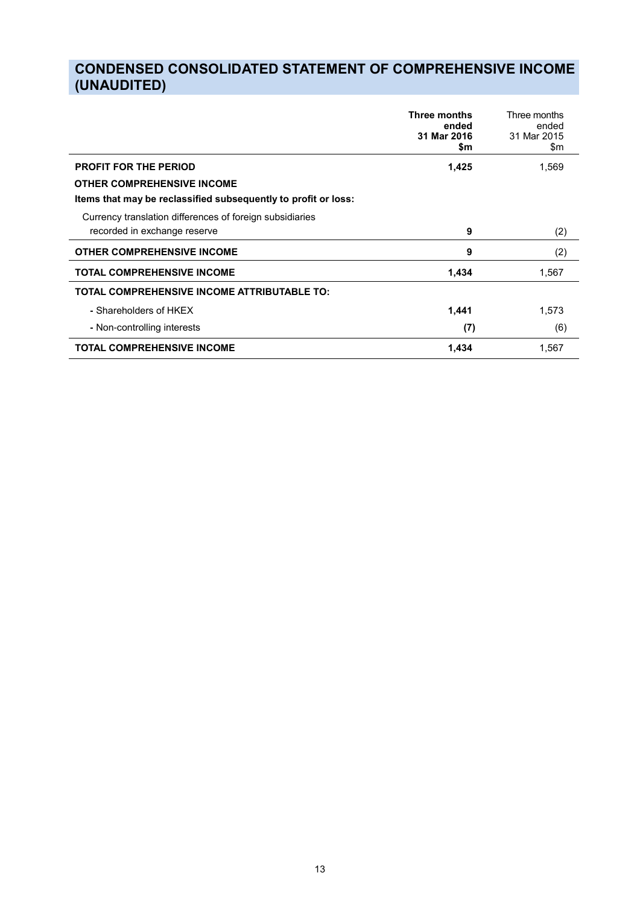# CONDENSED CONSOLIDATED STATEMENT OF COMPREHENSIVE INCOME (UNAUDITED)

| | **Three months ended 31 Mar 2016 $m** | Three months ended 31 Mar 2015 $m |
|---|---|---|
| **PROFIT FOR THE PERIOD** | **1,425** | 1,569 |
| **OTHER COMPREHENSIVE INCOME** | | |
| **Items that may be reclassified subsequently to profit or loss:** | | |
| Currency translation differences of foreign subsidiaries recorded in exchange reserve | **9** | (2) |
| **OTHER COMPREHENSIVE INCOME** | **9** | (2) |
| **TOTAL COMPREHENSIVE INCOME** | **1,434** | 1,567 |
| **TOTAL COMPREHENSIVE INCOME ATTRIBUTABLE TO:** | | |
| - Shareholders of HKEX | **1,441** | 1,573 |
| - Non-controlling interests | **(7)** | (6) |
| **TOTAL COMPREHENSIVE INCOME** | **1,434** | 1,567 |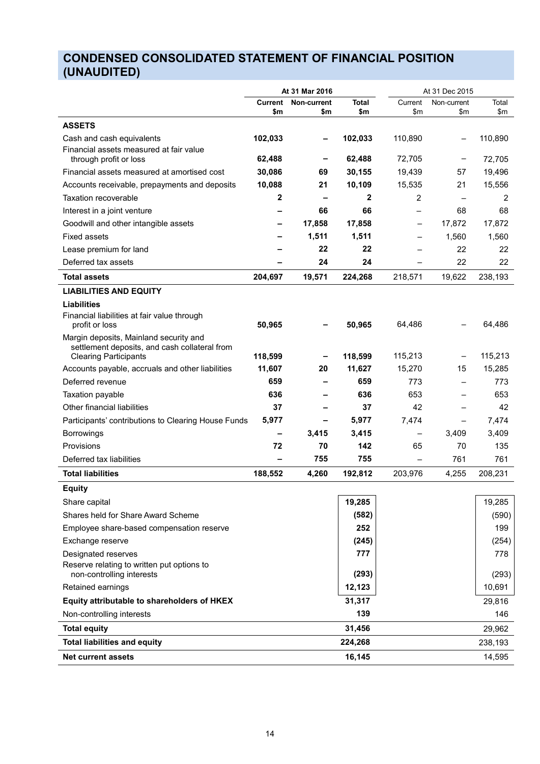# CONDENSED CONSOLIDATED STATEMENT OF FINANCIAL POSITION (UNAUDITED)

| | At 31 Mar 2016 | | | At 31 Dec 2015 | | |
|---|---|---|---|---|---|---|
| | **Current $m** | **Non-current $m** | **Total $m** | Current $m | Non-current $m | Total $m |
| **ASSETS** | | | | | | |
| Cash and cash equivalents | **102,033** | **–** | **102,033** | 110,890 | – | 110,890 |
| Financial assets measured at fair value through profit or loss | **62,488** | **–** | **62,488** | 72,705 | – | 72,705 |
| Financial assets measured at amortised cost | **30,086** | **69** | **30,155** | 19,439 | 57 | 19,496 |
| Accounts receivable, prepayments and deposits | **10,088** | **21** | **10,109** | 15,535 | 21 | 15,556 |
| Taxation recoverable | **2** | **–** | **2** | 2 | – | 2 |
| Interest in a joint venture | **–** | **66** | **66** | – | 68 | 68 |
| Goodwill and other intangible assets | **–** | **17,858** | **17,858** | – | 17,872 | 17,872 |
| Fixed assets | **–** | **1,511** | **1,511** | – | 1,560 | 1,560 |
| Lease premium for land | **–** | **22** | **22** | – | 22 | 22 |
| Deferred tax assets | **–** | **24** | **24** | – | 22 | 22 |
| **Total assets** | **204,697** | **19,571** | **224,268** | 218,571 | 19,622 | 238,193 |
| **LIABILITIES AND EQUITY** | | | | | | |
| **Liabilities** | | | | | | |
| Financial liabilities at fair value through profit or loss | **50,965** | **–** | **50,965** | 64,486 | – | 64,486 |
| Margin deposits, Mainland security and settlement deposits, and cash collateral from Clearing Participants | **118,599** | **–** | **118,599** | 115,213 | – | 115,213 |
| Accounts payable, accruals and other liabilities | **11,607** | **20** | **11,627** | 15,270 | 15 | 15,285 |
| Deferred revenue | **659** | **–** | **659** | 773 | – | 773 |
| Taxation payable | **636** | **–** | **636** | 653 | – | 653 |
| Other financial liabilities | **37** | **–** | **37** | 42 | – | 42 |
| Participants' contributions to Clearing House Funds | **5,977** | **–** | **5,977** | 7,474 | – | 7,474 |
| Borrowings | **–** | **3,415** | **3,415** | – | 3,409 | 3,409 |
| Provisions | **72** | **70** | **142** | 65 | 70 | 135 |
| Deferred tax liabilities | **–** | **755** | **755** | – | 761 | 761 |
| **Total liabilities** | **188,552** | **4,260** | **192,812** | 203,976 | 4,255 | 208,231 |
| **Equity** | | | | | | |
| Share capital | | | **19,285** | | | 19,285 |
| Shares held for Share Award Scheme | | | **(582)** | | | (590) |
| Employee share-based compensation reserve | | | **252** | | | 199 |
| Exchange reserve | | | **(245)** | | | (254) |
| Designated reserves | | | **777** | | | 778 |
| Reserve relating to written put options to non-controlling interests | | | **(293)** | | | (293) |
| Retained earnings | | | **12,123** | | | 10,691 |
| **Equity attributable to shareholders of HKEX** | | | **31,317** | | | 29,816 |
| Non-controlling interests | | | **139** | | | 146 |
| **Total equity** | | | **31,456** | | | 29,962 |
| **Total liabilities and equity** | | | **224,268** | | | 238,193 |
| **Net current assets** | | | **16,145** | | | 14,595 |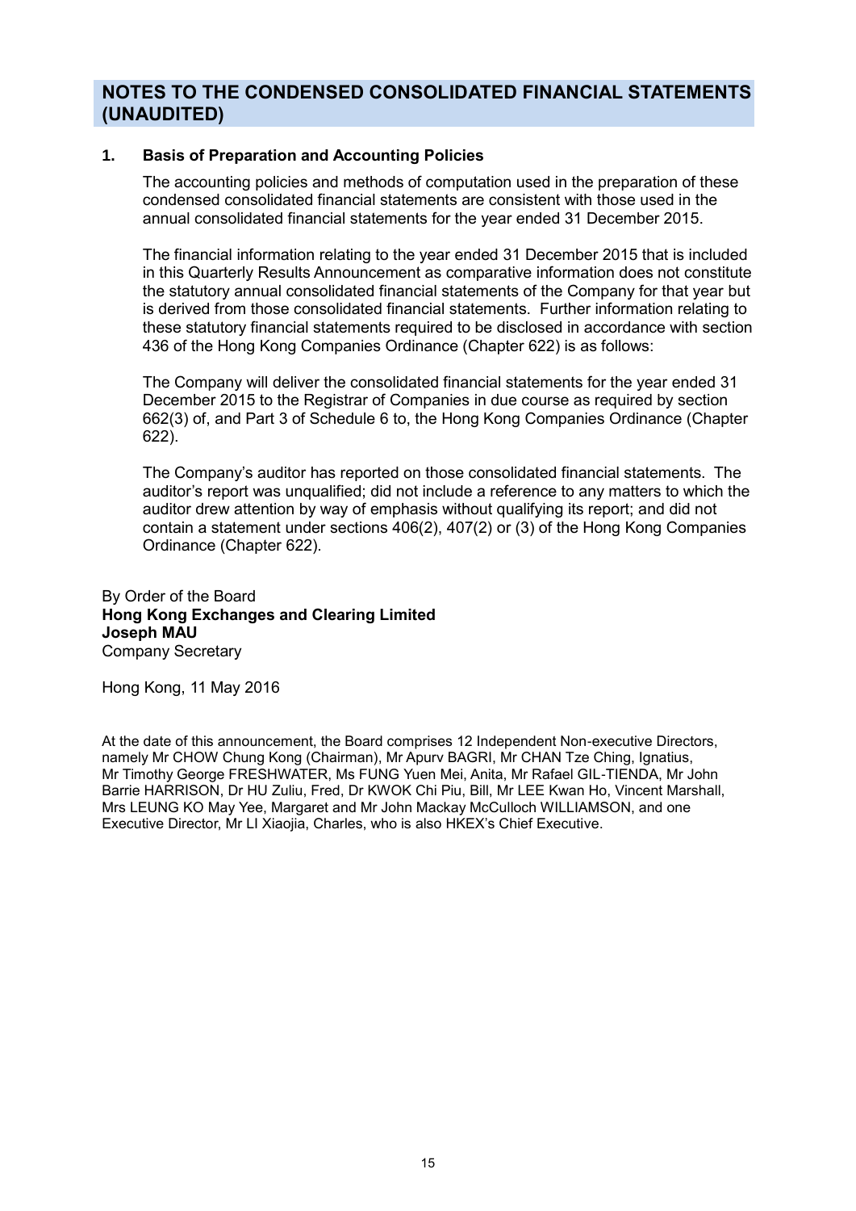# NOTES TO THE CONDENSED CONSOLIDATED FINANCIAL STATEMENTS (UNAUDITED)

## 1. Basis of Preparation and Accounting Policies

The accounting policies and methods of computation used in the preparation of these condensed consolidated financial statements are consistent with those used in the annual consolidated financial statements for the year ended 31 December 2015.

The financial information relating to the year ended 31 December 2015 that is included in this Quarterly Results Announcement as comparative information does not constitute the statutory annual consolidated financial statements of the Company for that year but is derived from those consolidated financial statements. Further information relating to these statutory financial statements required to be disclosed in accordance with section 436 of the Hong Kong Companies Ordinance (Chapter 622) is as follows:

The Company will deliver the consolidated financial statements for the year ended 31 December 2015 to the Registrar of Companies in due course as required by section 662(3) of, and Part 3 of Schedule 6 to, the Hong Kong Companies Ordinance (Chapter 622).

The Company's auditor has reported on those consolidated financial statements. The auditor's report was unqualified; did not include a reference to any matters to which the auditor drew attention by way of emphasis without qualifying its report; and did not contain a statement under sections 406(2), 407(2) or (3) of the Hong Kong Companies Ordinance (Chapter 622).

By Order of the Board
**Hong Kong Exchanges and Clearing Limited**
**Joseph MAU**
Company Secretary

Hong Kong, 11 May 2016

At the date of this announcement, the Board comprises 12 Independent Non-executive Directors, namely Mr CHOW Chung Kong (Chairman), Mr Apurv BAGRI, Mr CHAN Tze Ching, Ignatius, Mr Timothy George FRESHWATER, Ms FUNG Yuen Mei, Anita, Mr Rafael GIL-TIENDA, Mr John Barrie HARRISON, Dr HU Zuliu, Fred, Dr KWOK Chi Piu, Bill, Mr LEE Kwan Ho, Vincent Marshall, Mrs LEUNG KO May Yee, Margaret and Mr John Mackay McCulloch WILLIAMSON, and one Executive Director, Mr LI Xiaojia, Charles, who is also HKEX's Chief Executive.